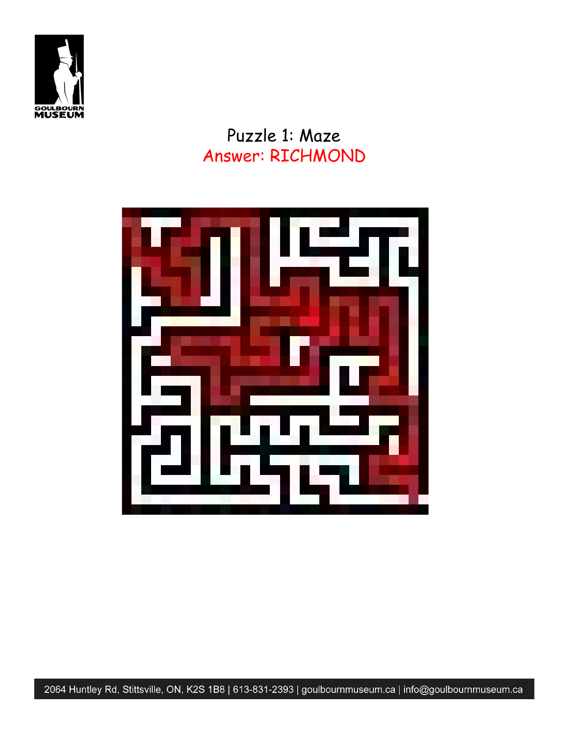# Puzzle 1: Maze

Answer: RICHMOND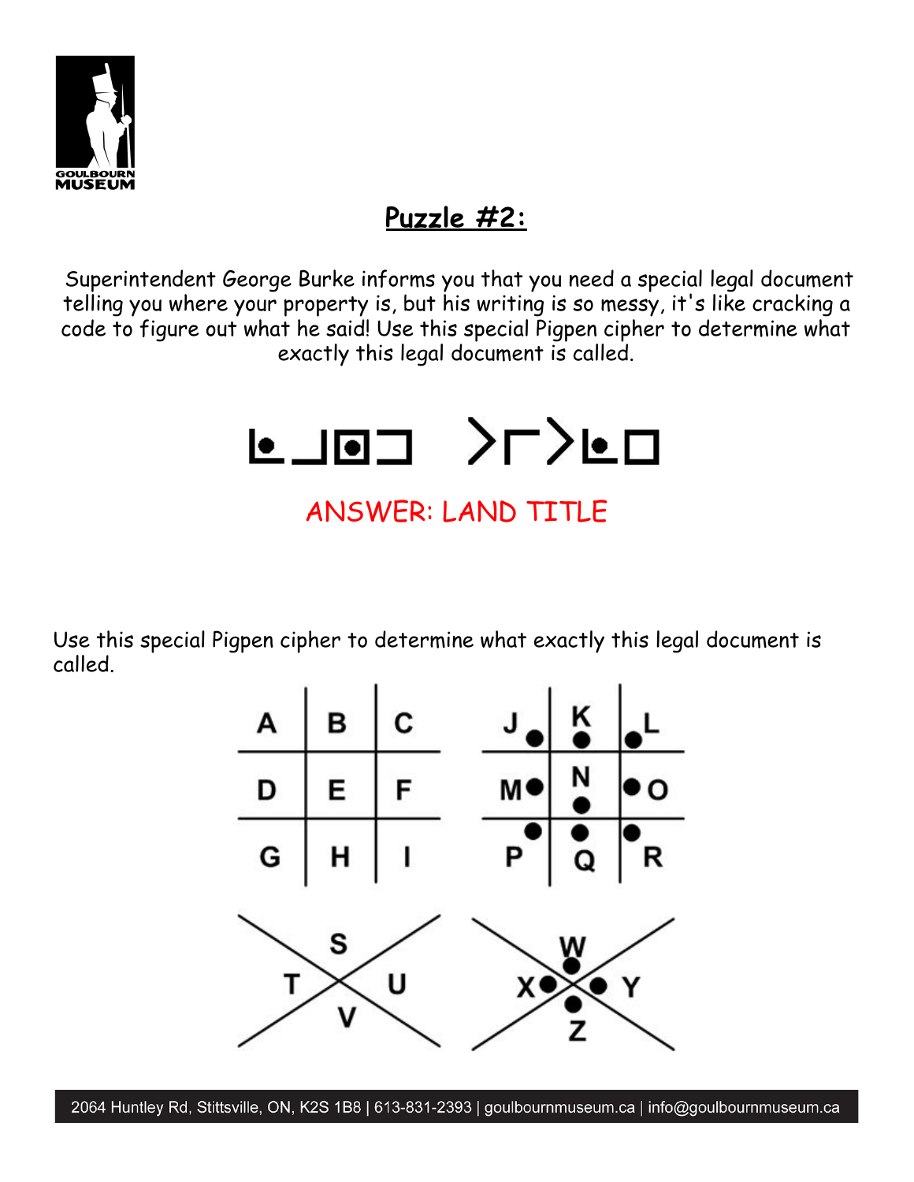## Puzzle #2:

Superintendent George Burke informs you that you need a special legal document telling you where your property is, but his writing is so messy, it's like cracking a code to figure out what he said! Use this special Pigpen cipher to determine what exactly this legal document is called.

ANSWER: LAND TITLE

Use this special Pigpen cipher to determine what exactly this legal document is called.

| A | B | C |
|---|---|---|
| D | E | F |
| G | H | I |

| J• | •K | •L |
|---|---|---|
| M• | N• | •O |
| •P | •Q | •R |

S, T, U, V

W•, X•, •Y, •Z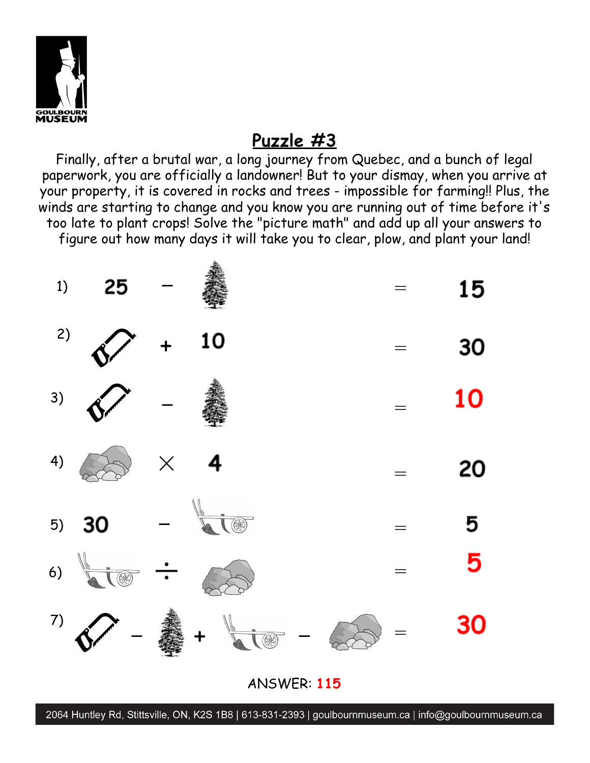## Puzzle #3

Finally, after a brutal war, a long journey from Quebec, and a bunch of legal paperwork, you are officially a landowner! But to your dismay, when you arrive at your property, it is covered in rocks and trees - impossible for farming!! Plus, the winds are starting to change and you know you are running out of time before it's too late to plant crops! Solve the "picture math" and add up all your answers to figure out how many days it will take you to clear, plow, and plant your land!

1) 25 − = 15

2) + 10 = 30

3) − = 10

4) × 4 = 20

5) 30 − = 5

6) ÷ = 5

7) − + − = 30

ANSWER: 115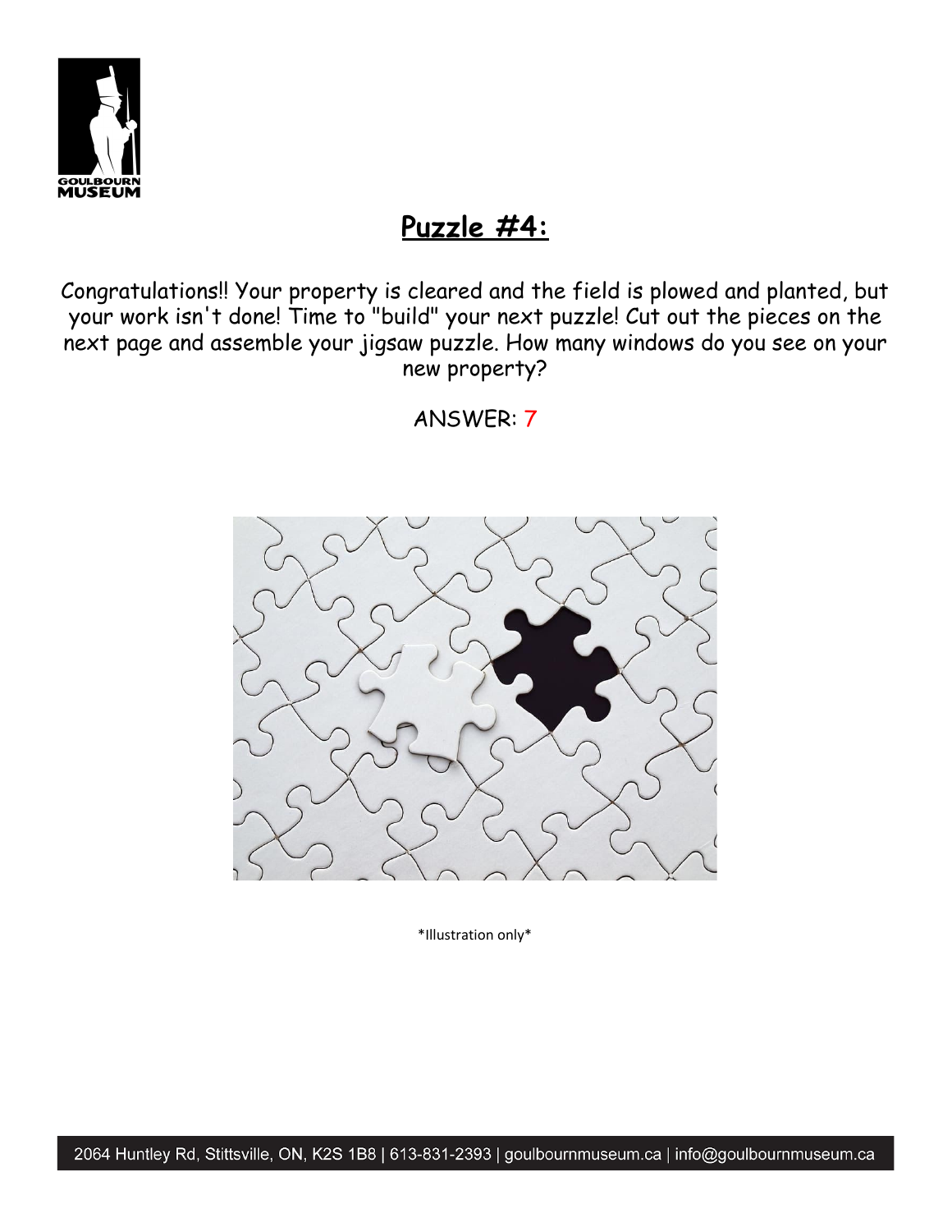## Puzzle #4:

Congratulations!! Your property is cleared and the field is plowed and planted, but your work isn't done! Time to "build" your next puzzle! Cut out the pieces on the next page and assemble your jigsaw puzzle. How many windows do you see on your new property?

ANSWER: 7

*Illustration only*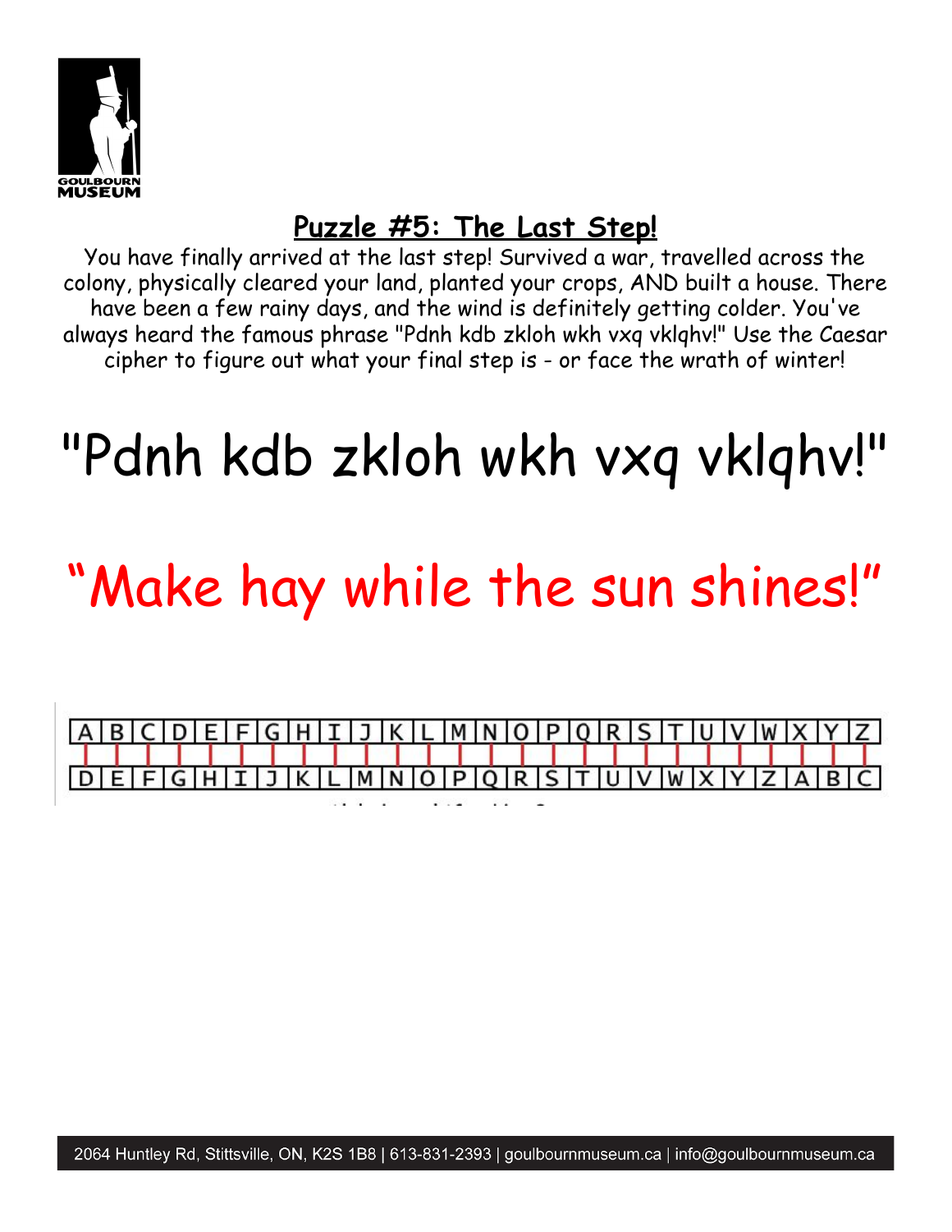## Puzzle #5: The Last Step!

You have finally arrived at the last step! Survived a war, travelled across the colony, physically cleared your land, planted your crops, AND built a house. There have been a few rainy days, and the wind is definitely getting colder. You've always heard the famous phrase "Pdnh kdb zkloh wkh vxq vklqhv!" Use the Caesar cipher to figure out what your final step is - or face the wrath of winter!

# "Pdnh kdb zkloh wkh vxq vklqhv!"

# "Make hay while the sun shines!"

| | | | | | | | | | | | | | | | | | | | | | | | | | |
|---|---|---|---|---|---|---|---|---|---|---|---|---|---|---|---|---|---|---|---|---|---|---|---|---|---|
| A | B | C | D | E | F | G | H | I | J | K | L | M | N | O | P | Q | R | S | T | U | V | W | X | Y | Z |
| D | E | F | G | H | I | J | K | L | M | N | O | P | Q | R | S | T | U | V | W | X | Y | Z | A | B | C |